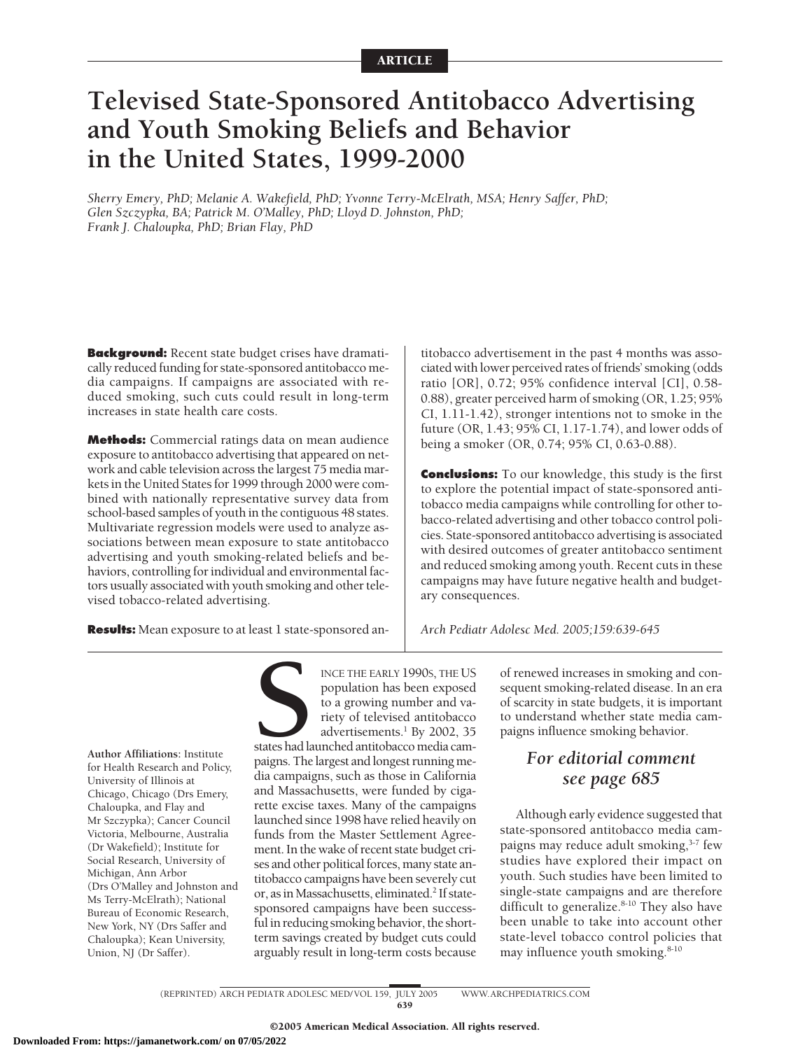ARTICLE

# Televised State-Sponsored Antitobacco Advertising and Youth Smoking Beliefs and Behavior in the United States, 1999-2000

*Sherry Emery, PhD; Melanie A. Wakefield, PhD; Yvonne Terry-McElrath, MSA; Henry Saffer, PhD; Glen Szczypka, BA; Patrick M. O'Malley, PhD; Lloyd D. Johnston, PhD; Frank J. Chaloupka, PhD; Brian Flay, PhD*

**Background:** Recent state budget crises have dramatically reduced funding for state-sponsored antitobacco media campaigns. If campaigns are associated with reduced smoking, such cuts could result in long-term increases in state health care costs.

**Methods:** Commercial ratings data on mean audience exposure to antitobacco advertising that appeared on network and cable television across the largest 75 media markets in the United States for 1999 through 2000 were combined with nationally representative survey data from school-based samples of youth in the contiguous 48 states. Multivariate regression models were used to analyze associations between mean exposure to state antitobacco advertising and youth smoking-related beliefs and behaviors, controlling for individual and environmental factors usually associated with youth smoking and other televised tobacco-related advertising.

**Results:** Mean exposure to at least 1 state-sponsored antitobacco advertisement in the past 4 months was associated with lower perceived rates of friends' smoking (odds ratio [OR], 0.72; 95% confidence interval [CI], 0.58-0.88), greater perceived harm of smoking (OR, 1.25; 95% CI, 1.11-1.42), stronger intentions not to smoke in the future (OR, 1.43; 95% CI, 1.17-1.74), and lower odds of being a smoker (OR, 0.74; 95% CI, 0.63-0.88).

**Conclusions:** To our knowledge, this study is the first to explore the potential impact of state-sponsored antitobacco media campaigns while controlling for other tobacco-related advertising and other tobacco control policies. State-sponsored antitobacco advertising is associated with desired outcomes of greater antitobacco sentiment and reduced smoking among youth. Recent cuts in these campaigns may have future negative health and budgetary consequences.

*Arch Pediatr Adolesc Med. 2005;159:639-645*

**Author Affiliations:** Institute for Health Research and Policy, University of Illinois at Chicago, Chicago (Drs Emery, Chaloupka, and Flay and Mr Szczypka); Cancer Council Victoria, Melbourne, Australia (Dr Wakefield); Institute for Social Research, University of Michigan, Ann Arbor (Drs O'Malley and Johnston and Ms Terry-McElrath); National Bureau of Economic Research, New York, NY (Drs Saffer and Chaloupka); Kean University, Union, NJ (Dr Saffer).

SINCE THE EARLY 1990S, THE US population has been exposed to a growing number and variety of televised antitobacco advertisements.[1] By 2002, 35 states had launched antitobacco media campaigns. The largest and longest running media campaigns, such as those in California and Massachusetts, were funded by cigarette excise taxes. Many of the campaigns launched since 1998 have relied heavily on funds from the Master Settlement Agreement. In the wake of recent state budget crises and other political forces, many state antitobacco campaigns have been severely cut or, as in Massachusetts, eliminated.[2] If state-sponsored campaigns have been successful in reducing smoking behavior, the short-term savings created by budget cuts could arguably result in long-term costs because of renewed increases in smoking and consequent smoking-related disease. In an era of scarcity in state budgets, it is important to understand whether state media campaigns influence smoking behavior.

*For editorial comment see page 685*

Although early evidence suggested that state-sponsored antitobacco media campaigns may reduce adult smoking,[3-7] few studies have explored their impact on youth. Such studies have been limited to single-state campaigns and are therefore difficult to generalize.[8-10] They also have been unable to take into account other state-level tobacco control policies that may influence youth smoking.[8-10]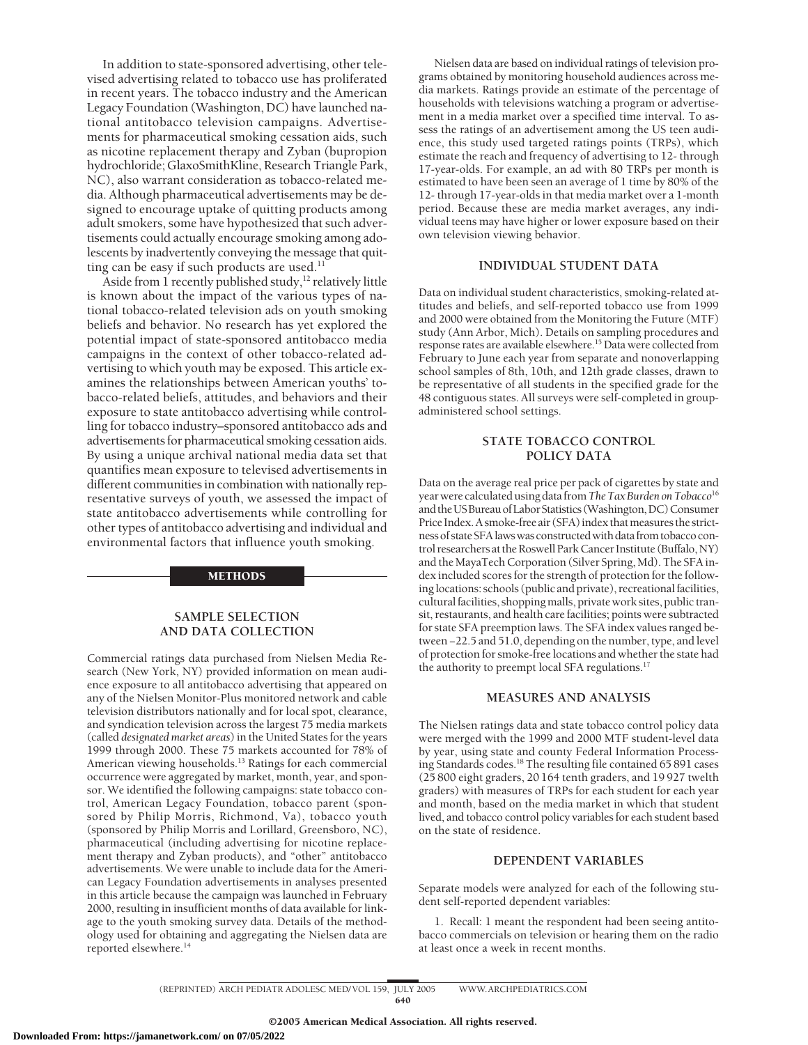In addition to state-sponsored advertising, other televised advertising related to tobacco use has proliferated in recent years. The tobacco industry and the American Legacy Foundation (Washington, DC) have launched national antitobacco television campaigns. Advertisements for pharmaceutical smoking cessation aids, such as nicotine replacement therapy and Zyban (bupropion hydrochloride; GlaxoSmithKline, Research Triangle Park, NC), also warrant consideration as tobacco-related media. Although pharmaceutical advertisements may be designed to encourage uptake of quitting products among adult smokers, some have hypothesized that such advertisements could actually encourage smoking among adolescents by inadvertently conveying the message that quitting can be easy if such products are used.[11]

Aside from 1 recently published study,[12] relatively little is known about the impact of the various types of national tobacco-related television ads on youth smoking beliefs and behavior. No research has yet explored the potential impact of state-sponsored antitobacco media campaigns in the context of other tobacco-related advertising to which youth may be exposed. This article examines the relationships between American youths' tobacco-related beliefs, attitudes, and behaviors and their exposure to state antitobacco advertising while controlling for tobacco industry–sponsored antitobacco ads and advertisements for pharmaceutical smoking cessation aids. By using a unique archival national media data set that quantifies mean exposure to televised advertisements in different communities in combination with nationally representative surveys of youth, we assessed the impact of state antitobacco advertisements while controlling for other types of antitobacco advertising and individual and environmental factors that influence youth smoking.

## METHODS

### SAMPLE SELECTION AND DATA COLLECTION

Commercial ratings data purchased from Nielsen Media Research (New York, NY) provided information on mean audience exposure to all antitobacco advertising that appeared on any of the Nielsen Monitor-Plus monitored network and cable television distributors nationally and for local spot, clearance, and syndication television across the largest 75 media markets (called *designated market areas*) in the United States for the years 1999 through 2000. These 75 markets accounted for 78% of American viewing households.[13] Ratings for each commercial occurrence were aggregated by market, month, year, and sponsor. We identified the following campaigns: state tobacco control, American Legacy Foundation, tobacco parent (sponsored by Philip Morris, Richmond, Va), tobacco youth (sponsored by Philip Morris and Lorillard, Greensboro, NC), pharmaceutical (including advertising for nicotine replacement therapy and Zyban products), and "other" antitobacco advertisements. We were unable to include data for the American Legacy Foundation advertisements in analyses presented in this article because the campaign was launched in February 2000, resulting in insufficient months of data available for linkage to the youth smoking survey data. Details of the methodology used for obtaining and aggregating the Nielsen data are reported elsewhere.[14]

Nielsen data are based on individual ratings of television programs obtained by monitoring household audiences across media markets. Ratings provide an estimate of the percentage of households with televisions watching a program or advertisement in a media market over a specified time interval. To assess the ratings of an advertisement among the US teen audience, this study used targeted ratings points (TRPs), which estimate the reach and frequency of advertising to 12- through 17-year-olds. For example, an ad with 80 TRPs per month is estimated to have been seen an average of 1 time by 80% of the 12- through 17-year-olds in that media market over a 1-month period. Because these are media market averages, any individual teens may have higher or lower exposure based on their own television viewing behavior.

### INDIVIDUAL STUDENT DATA

Data on individual student characteristics, smoking-related attitudes and beliefs, and self-reported tobacco use from 1999 and 2000 were obtained from the Monitoring the Future (MTF) study (Ann Arbor, Mich). Details on sampling procedures and response rates are available elsewhere.[15] Data were collected from February to June each year from separate and nonoverlapping school samples of 8th, 10th, and 12th grade classes, drawn to be representative of all students in the specified grade for the 48 contiguous states. All surveys were self-completed in group-administered school settings.

### STATE TOBACCO CONTROL POLICY DATA

Data on the average real price per pack of cigarettes by state and year were calculated using data from *The Tax Burden on Tobacco*[16] and the US Bureau of Labor Statistics (Washington, DC) Consumer Price Index. A smoke-free air (SFA) index that measures the strictness of state SFA laws was constructed with data from tobacco control researchers at the Roswell Park Cancer Institute (Buffalo, NY) and the MayaTech Corporation (Silver Spring, Md). The SFA index included scores for the strength of protection for the following locations: schools (public and private), recreational facilities, cultural facilities, shopping malls, private work sites, public transit, restaurants, and health care facilities; points were subtracted for state SFA preemption laws. The SFA index values ranged between −22.5 and 51.0, depending on the number, type, and level of protection for smoke-free locations and whether the state had the authority to preempt local SFA regulations.[17]

### MEASURES AND ANALYSIS

The Nielsen ratings data and state tobacco control policy data were merged with the 1999 and 2000 MTF student-level data by year, using state and county Federal Information Processing Standards codes.[18] The resulting file contained 65 891 cases (25 800 eight graders, 20 164 tenth graders, and 19 927 twelth graders) with measures of TRPs for each student for each year and month, based on the media market in which that student lived, and tobacco control policy variables for each student based on the state of residence.

### DEPENDENT VARIABLES

Separate models were analyzed for each of the following student self-reported dependent variables:

1. Recall: 1 meant the respondent had been seeing antitobacco commercials on television or hearing them on the radio at least once a week in recent months.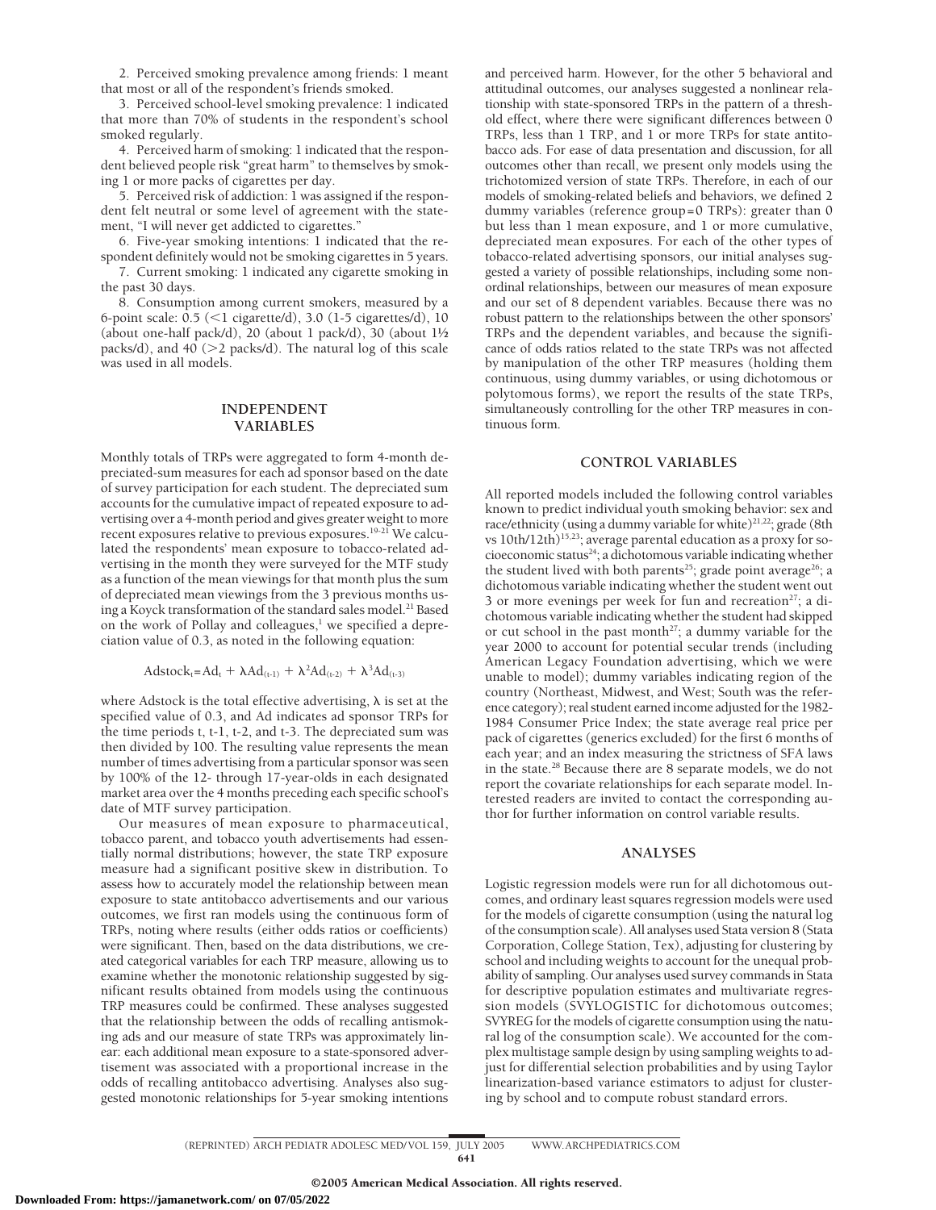2. Perceived smoking prevalence among friends: 1 meant that most or all of the respondent's friends smoked.

3. Perceived school-level smoking prevalence: 1 indicated that more than 70% of students in the respondent's school smoked regularly.

4. Perceived harm of smoking: 1 indicated that the respondent believed people risk "great harm" to themselves by smoking 1 or more packs of cigarettes per day.

5. Perceived risk of addiction: 1 was assigned if the respondent felt neutral or some level of agreement with the statement, "I will never get addicted to cigarettes."

6. Five-year smoking intentions: 1 indicated that the respondent definitely would not be smoking cigarettes in 5 years.

7. Current smoking: 1 indicated any cigarette smoking in the past 30 days.

8. Consumption among current smokers, measured by a 6-point scale: 0.5 (<1 cigarette/d), 3.0 (1-5 cigarettes/d), 10 (about one-half pack/d), 20 (about 1 pack/d), 30 (about 1½ packs/d), and 40 (>2 packs/d). The natural log of this scale was used in all models.

## INDEPENDENT VARIABLES

Monthly totals of TRPs were aggregated to form 4-month depreciated-sum measures for each ad sponsor based on the date of survey participation for each student. The depreciated sum accounts for the cumulative impact of repeated exposure to advertising over a 4-month period and gives greater weight to more recent exposures relative to previous exposures.[19-21] We calculated the respondents' mean exposure to tobacco-related advertising in the month they were surveyed for the MTF study as a function of the mean viewings for that month plus the sum of depreciated mean viewings from the 3 previous months using a Koyck transformation of the standard sales model.[21] Based on the work of Pollay and colleagues,[1] we specified a depreciation value of 0.3, as noted in the following equation:

$$\text{Adstock}_t = \text{Ad}_t + \lambda \text{Ad}_{(t-1)} + \lambda^2 \text{Ad}_{(t-2)} + \lambda^3 \text{Ad}_{(t-3)}$$

where Adstock is the total effective advertising, $\lambda$ is set at the specified value of 0.3, and Ad indicates ad sponsor TRPs for the time periods t, t-1, t-2, and t-3. The depreciated sum was then divided by 100. The resulting value represents the mean number of times advertising from a particular sponsor was seen by 100% of the 12- through 17-year-olds in each designated market area over the 4 months preceding each specific school's date of MTF survey participation.

Our measures of mean exposure to pharmaceutical, tobacco parent, and tobacco youth advertisements had essentially normal distributions; however, the state TRP exposure measure had a significant positive skew in distribution. To assess how to accurately model the relationship between mean exposure to state antitobacco advertisements and our various outcomes, we first ran models using the continuous form of TRPs, noting where results (either odds ratios or coefficients) were significant. Then, based on the data distributions, we created categorical variables for each TRP measure, allowing us to examine whether the monotonic relationship suggested by significant results obtained from models using the continuous TRP measures could be confirmed. These analyses suggested that the relationship between the odds of recalling antismoking ads and our measure of state TRPs was approximately linear: each additional mean exposure to a state-sponsored advertisement was associated with a proportional increase in the odds of recalling antitobacco advertising. Analyses also suggested monotonic relationships for 5-year smoking intentions and perceived harm. However, for the other 5 behavioral and attitudinal outcomes, our analyses suggested a nonlinear relationship with state-sponsored TRPs in the pattern of a threshold effect, where there were significant differences between 0 TRPs, less than 1 TRP, and 1 or more TRPs for state antitobacco ads. For ease of data presentation and discussion, for all outcomes other than recall, we present only models using the trichotomized version of state TRPs. Therefore, in each of our models of smoking-related beliefs and behaviors, we defined 2 dummy variables (reference group=0 TRPs): greater than 0 but less than 1 mean exposure, and 1 or more cumulative, depreciated mean exposures. For each of the other types of tobacco-related advertising sponsors, our initial analyses suggested a variety of possible relationships, including some nonordinal relationships, between our measures of mean exposure and our set of 8 dependent variables. Because there was no robust pattern to the relationships between the other sponsors' TRPs and the dependent variables, and because the significance of odds ratios related to the state TRPs was not affected by manipulation of the other TRP measures (holding them continuous, using dummy variables, or using dichotomous or polytomous forms), we report the results of the state TRPs, simultaneously controlling for the other TRP measures in continuous form.

## CONTROL VARIABLES

All reported models included the following control variables known to predict individual youth smoking behavior: sex and race/ethnicity (using a dummy variable for white)[21,22]; grade (8th vs 10th/12th)[15,23]; average parental education as a proxy for socioeconomic status[24]; a dichotomous variable indicating whether the student lived with both parents[25]; grade point average[26]; a dichotomous variable indicating whether the student went out 3 or more evenings per week for fun and recreation[27]; a dichotomous variable indicating whether the student had skipped or cut school in the past month[27]; a dummy variable for the year 2000 to account for potential secular trends (including American Legacy Foundation advertising, which we were unable to model); dummy variables indicating region of the country (Northeast, Midwest, and West; South was the reference category); real student earned income adjusted for the 1982-1984 Consumer Price Index; the state average real price per pack of cigarettes (generics excluded) for the first 6 months of each year; and an index measuring the strictness of SFA laws in the state.[28] Because there are 8 separate models, we do not report the covariate relationships for each separate model. Interested readers are invited to contact the corresponding author for further information on control variable results.

## ANALYSES

Logistic regression models were run for all dichotomous outcomes, and ordinary least squares regression models were used for the models of cigarette consumption (using the natural log of the consumption scale). All analyses used Stata version 8 (Stata Corporation, College Station, Tex), adjusting for clustering by school and including weights to account for the unequal probability of sampling. Our analyses used survey commands in Stata for descriptive population estimates and multivariate regression models (SVYLOGISTIC for dichotomous outcomes; SVYREG for the models of cigarette consumption using the natural log of the consumption scale). We accounted for the complex multistage sample design by using sampling weights to adjust for differential selection probabilities and by using Taylor linearization-based variance estimators to adjust for clustering by school and to compute robust standard errors.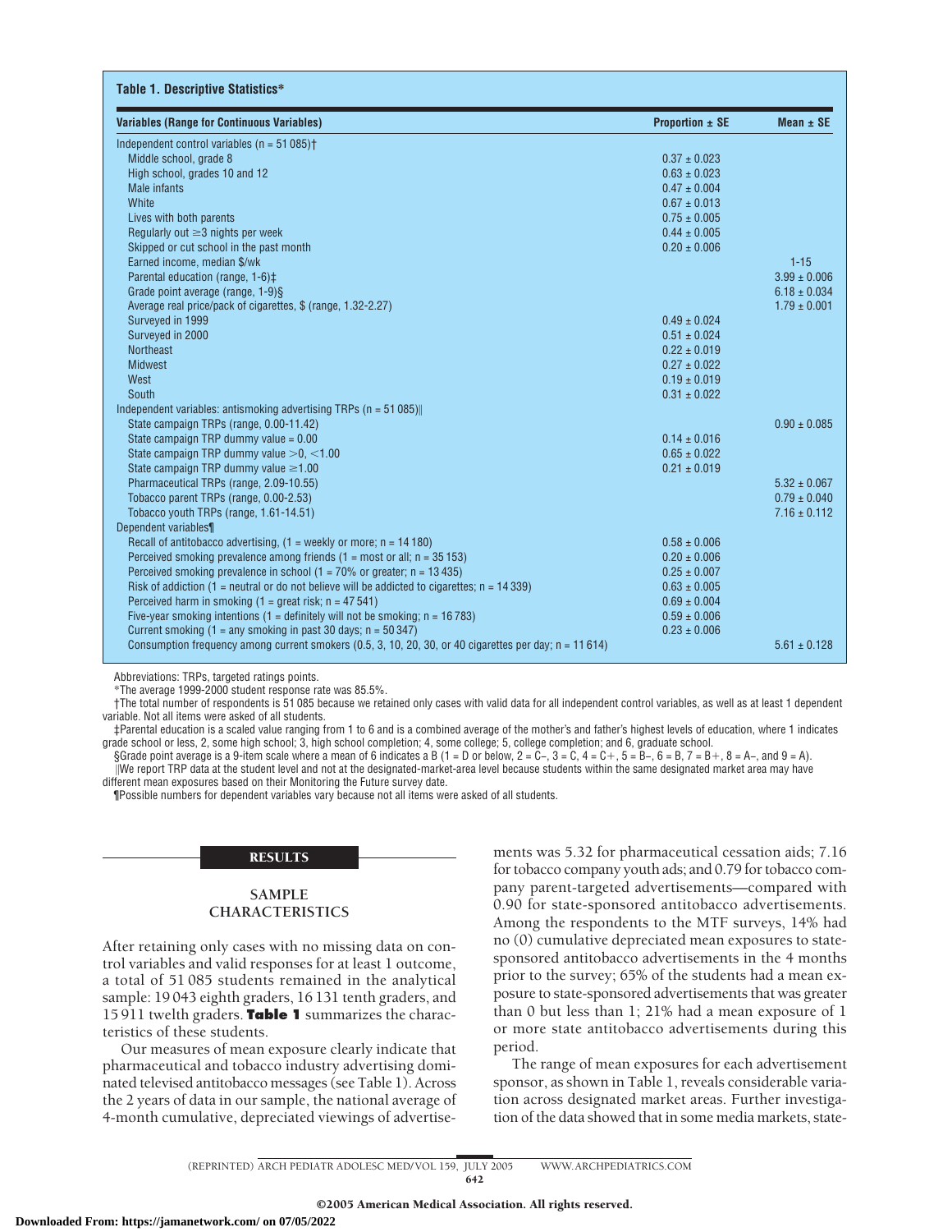**Table 1. Descriptive Statistics***

| Variables (Range for Continuous Variables) | Proportion ± SE | Mean ± SE |
|---|---|---|
| Independent control variables (n = 51 085)† | | |
| Middle school, grade 8 | 0.37 ± 0.023 | |
| High school, grades 10 and 12 | 0.63 ± 0.023 | |
| Male infants | 0.47 ± 0.004 | |
| White | 0.67 ± 0.013 | |
| Lives with both parents | 0.75 ± 0.005 | |
| Regularly out ≥3 nights per week | 0.44 ± 0.005 | |
| Skipped or cut school in the past month | 0.20 ± 0.006 | |
| Earned income, median $/wk | | 1-15 |
| Parental education (range, 1-6)‡ | | 3.99 ± 0.006 |
| Grade point average (range, 1-9)§ | | 6.18 ± 0.034 |
| Average real price/pack of cigarettes, $ (range, 1.32-2.27) | | 1.79 ± 0.001 |
| Surveyed in 1999 | 0.49 ± 0.024 | |
| Surveyed in 2000 | 0.51 ± 0.024 | |
| Northeast | 0.22 ± 0.019 | |
| Midwest | 0.27 ± 0.022 | |
| West | 0.19 ± 0.019 | |
| South | 0.31 ± 0.022 | |
| Independent variables: antismoking advertising TRPs (n = 51 085)‖ | | |
| State campaign TRPs (range, 0.00-11.42) | | 0.90 ± 0.085 |
| State campaign TRP dummy value = 0.00 | 0.14 ± 0.016 | |
| State campaign TRP dummy value >0, <1.00 | 0.65 ± 0.022 | |
| State campaign TRP dummy value ≥1.00 | 0.21 ± 0.019 | |
| Pharmaceutical TRPs (range, 2.09-10.55) | | 5.32 ± 0.067 |
| Tobacco parent TRPs (range, 0.00-2.53) | | 0.79 ± 0.040 |
| Tobacco youth TRPs (range, 1.61-14.51) | | 7.16 ± 0.112 |
| Dependent variables¶ | | |
| Recall of antitobacco advertising, (1 = weekly or more; n = 14 180) | 0.58 ± 0.006 | |
| Perceived smoking prevalence among friends (1 = most or all; n = 35 153) | 0.20 ± 0.006 | |
| Perceived smoking prevalence in school (1 = 70% or greater; n = 13 435) | 0.25 ± 0.007 | |
| Risk of addiction (1 = neutral or do not believe will be addicted to cigarettes; n = 14 339) | 0.63 ± 0.005 | |
| Perceived harm in smoking (1 = great risk; n = 47 541) | 0.69 ± 0.004 | |
| Five-year smoking intentions (1 = definitely will not be smoking; n = 16 783) | 0.59 ± 0.006 | |
| Current smoking (1 = any smoking in past 30 days; n = 50 347) | 0.23 ± 0.006 | |
| Consumption frequency among current smokers (0.5, 3, 10, 20, 30, or 40 cigarettes per day; n = 11 614) | | 5.61 ± 0.128 |

Abbreviations: TRPs, targeted ratings points.

*The average 1999-2000 student response rate was 85.5%.

†The total number of respondents is 51 085 because we retained only cases with valid data for all independent control variables, as well as at least 1 dependent variable. Not all items were asked of all students.

‡Parental education is a scaled value ranging from 1 to 6 and is a combined average of the mother's and father's highest levels of education, where 1 indicates grade school or less, 2, some high school; 3, high school completion; 4, some college; 5, college completion; and 6, graduate school.

§Grade point average is a 9-item scale where a mean of 6 indicates a B (1 = D or below, 2 = C–, 3 = C, 4 = C+, 5 = B–, 6 = B, 7 = B+, 8 = A–, and 9 = A).

‖We report TRP data at the student level and not at the designated-market-area level because students within the same designated market area may have different mean exposures based on their Monitoring the Future survey date.

¶Possible numbers for dependent variables vary because not all items were asked of all students.

## RESULTS

### SAMPLE CHARACTERISTICS

After retaining only cases with no missing data on control variables and valid responses for at least 1 outcome, a total of 51 085 students remained in the analytical sample: 19 043 eighth graders, 16 131 tenth graders, and 15 911 twelth graders. **Table 1** summarizes the characteristics of these students.

Our measures of mean exposure clearly indicate that pharmaceutical and tobacco industry advertising dominated televised antitobacco messages (see Table 1). Across the 2 years of data in our sample, the national average of 4-month cumulative, depreciated viewings of advertisements was 5.32 for pharmaceutical cessation aids; 7.16 for tobacco company youth ads; and 0.79 for tobacco company parent-targeted advertisements—compared with 0.90 for state-sponsored antitobacco advertisements. Among the respondents to the MTF surveys, 14% had no (0) cumulative depreciated mean exposures to state-sponsored antitobacco advertisements in the 4 months prior to the survey; 65% of the students had a mean exposure to state-sponsored advertisements that was greater than 0 but less than 1; 21% had a mean exposure of 1 or more state antitobacco advertisements during this period.

The range of mean exposures for each advertisement sponsor, as shown in Table 1, reveals considerable variation across designated market areas. Further investigation of the data showed that in some media markets, state-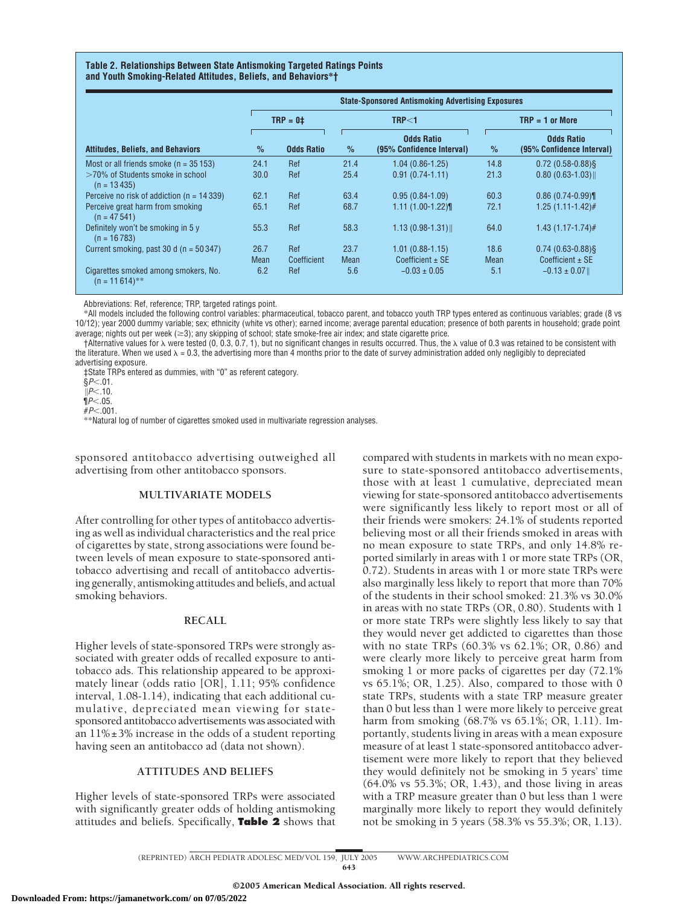**Table 2. Relationships Between State Antismoking Targeted Ratings Points and Youth Smoking-Related Attitudes, Beliefs, and Behaviors*†**

| | State-Sponsored Antismoking Advertising Exposures | | | | | |
|---|---|---|---|---|---|---|
| | TRP = 0‡ | | TRP<1 | | TRP = 1 or More | |
| Attitudes, Beliefs, and Behaviors | % | Odds Ratio | % | Odds Ratio (95% Confidence Interval) | % | Odds Ratio (95% Confidence Interval) |
| Most or all friends smoke (n = 35 153) | 24.1 | Ref | 21.4 | 1.04 (0.86-1.25) | 14.8 | 0.72 (0.58-0.88)§ |
| >70% of Students smoke in school (n = 13 435) | 30.0 | Ref | 25.4 | 0.91 (0.74-1.11) | 21.3 | 0.80 (0.63-1.03)‖ |
| Perceive no risk of addiction (n = 14 339) | 62.1 | Ref | 63.4 | 0.95 (0.84-1.09) | 60.3 | 0.86 (0.74-0.99)¶ |
| Perceive great harm from smoking (n = 47 541) | 65.1 | Ref | 68.7 | 1.11 (1.00-1.22)¶ | 72.1 | 1.25 (1.11-1.42)# |
| Definitely won't be smoking in 5 y (n = 16 783) | 55.3 | Ref | 58.3 | 1.13 (0.98-1.31)‖ | 64.0 | 1.43 (1.17-1.74)# |
| Current smoking, past 30 d (n = 50 347) | 26.7 | Ref | 23.7 | 1.01 (0.88-1.15) | 18.6 | 0.74 (0.63-0.88)§ |
| | Mean | Coefficient | Mean | Coefficient ± SE | Mean | Coefficient ± SE |
| Cigarettes smoked among smokers, No. (n = 11 614)** | 6.2 | Ref | 5.6 | −0.03 ± 0.05 | 5.1 | −0.13 ± 0.07‖ |

Abbreviations: Ref, reference; TRP, targeted ratings point.

*All models included the following control variables: pharmaceutical, tobacco parent, and tobacco youth TRP types entered as continuous variables; grade (8 vs 10/12); year 2000 dummy variable; sex; ethnicity (white vs other); earned income; average parental education; presence of both parents in household; grade point average; nights out per week (≥3); any skipping of school; state smoke-free air index; and state cigarette price.

†Alternative values for λ were tested (0, 0.3, 0.7, 1), but no significant changes in results occurred. Thus, the λ value of 0.3 was retained to be consistent with the literature. When we used λ = 0.3, the advertising more than 4 months prior to the date of survey administration added only negligibly to depreciated advertising exposure.

‡State TRPs entered as dummies, with "0" as referent category.

§$P<.01$.

‖$P<.10$.

¶$P<.05$.

#$P<.001$.

**Natural log of number of cigarettes smoked used in multivariate regression analyses.

sponsored antitobacco advertising outweighed all advertising from other antitobacco sponsors.

### MULTIVARIATE MODELS

After controlling for other types of antitobacco advertising as well as individual characteristics and the real price of cigarettes by state, strong associations were found between levels of mean exposure to state-sponsored antitobacco advertising and recall of antitobacco advertising generally, antismoking attitudes and beliefs, and actual smoking behaviors.

### RECALL

Higher levels of state-sponsored TRPs were strongly associated with greater odds of recalled exposure to antitobacco ads. This relationship appeared to be approximately linear (odds ratio [OR], 1.11; 95% confidence interval, 1.08-1.14), indicating that each additional cumulative, depreciated mean viewing for state-sponsored antitobacco advertisements was associated with an 11%±3% increase in the odds of a student reporting having seen an antitobacco ad (data not shown).

### ATTITUDES AND BELIEFS

Higher levels of state-sponsored TRPs were associated with significantly greater odds of holding antismoking attitudes and beliefs. Specifically, **Table 2** shows that compared with students in markets with no mean exposure to state-sponsored antitobacco advertisements, those with at least 1 cumulative, depreciated mean viewing for state-sponsored antitobacco advertisements were significantly less likely to report most or all of their friends were smokers: 24.1% of students reported believing most or all their friends smoked in areas with no mean exposure to state TRPs, and only 14.8% reported similarly in areas with 1 or more state TRPs (OR, 0.72). Students in areas with 1 or more state TRPs were also marginally less likely to report that more than 70% of the students in their school smoked: 21.3% vs 30.0% in areas with no state TRPs (OR, 0.80). Students with 1 or more state TRPs were slightly less likely to say that they would never get addicted to cigarettes than those with no state TRPs (60.3% vs 62.1%; OR, 0.86) and were clearly more likely to perceive great harm from smoking 1 or more packs of cigarettes per day (72.1% vs 65.1%; OR, 1.25). Also, compared to those with 0 state TRPs, students with a state TRP measure greater than 0 but less than 1 were more likely to perceive great harm from smoking (68.7% vs 65.1%; OR, 1.11). Importantly, students living in areas with a mean exposure measure of at least 1 state-sponsored antitobacco advertisement were more likely to report that they believed they would definitely not be smoking in 5 years' time (64.0% vs 55.3%; OR, 1.43), and those living in areas with a TRP measure greater than 0 but less than 1 were marginally more likely to report they would definitely not be smoking in 5 years (58.3% vs 55.3%; OR, 1.13).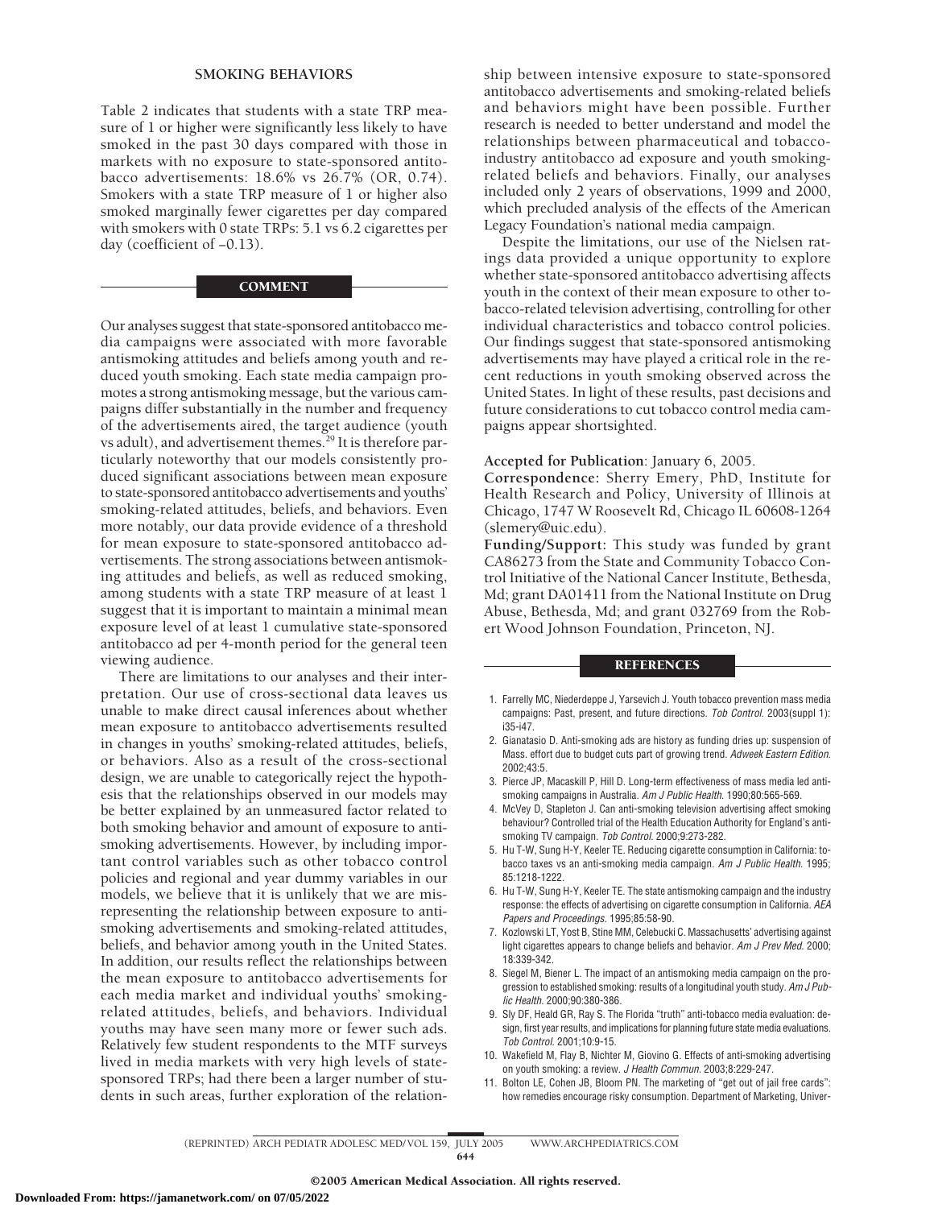### SMOKING BEHAVIORS

Table 2 indicates that students with a state TRP measure of 1 or higher were significantly less likely to have smoked in the past 30 days compared with those in markets with no exposure to state-sponsored antitobacco advertisements: 18.6% vs 26.7% (OR, 0.74). Smokers with a state TRP measure of 1 or higher also smoked marginally fewer cigarettes per day compared with smokers with 0 state TRPs: 5.1 vs 6.2 cigarettes per day (coefficient of −0.13).

## COMMENT

Our analyses suggest that state-sponsored antitobacco media campaigns were associated with more favorable antismoking attitudes and beliefs among youth and reduced youth smoking. Each state media campaign promotes a strong antismoking message, but the various campaigns differ substantially in the number and frequency of the advertisements aired, the target audience (youth vs adult), and advertisement themes.[29] It is therefore particularly noteworthy that our models consistently produced significant associations between mean exposure to state-sponsored antitobacco advertisements and youths' smoking-related attitudes, beliefs, and behaviors. Even more notably, our data provide evidence of a threshold for mean exposure to state-sponsored antitobacco advertisements. The strong associations between antismoking attitudes and beliefs, as well as reduced smoking, among students with a state TRP measure of at least 1 suggest that it is important to maintain a minimal mean exposure level of at least 1 cumulative state-sponsored antitobacco ad per 4-month period for the general teen viewing audience.

There are limitations to our analyses and their interpretation. Our use of cross-sectional data leaves us unable to make direct causal inferences about whether mean exposure to antitobacco advertisements resulted in changes in youths' smoking-related attitudes, beliefs, or behaviors. Also as a result of the cross-sectional design, we are unable to categorically reject the hypothesis that the relationships observed in our models may be better explained by an unmeasured factor related to both smoking behavior and amount of exposure to antismoking advertisements. However, by including important control variables such as other tobacco control policies and regional and year dummy variables in our models, we believe that it is unlikely that we are misrepresenting the relationship between exposure to antismoking advertisements and smoking-related attitudes, beliefs, and behavior among youth in the United States. In addition, our results reflect the relationships between the mean exposure to antitobacco advertisements for each media market and individual youths' smoking-related attitudes, beliefs, and behaviors. Individual youths may have seen many more or fewer such ads. Relatively few student respondents to the MTF surveys lived in media markets with very high levels of state-sponsored TRPs; had there been a larger number of students in such areas, further exploration of the relationship between intensive exposure to state-sponsored antitobacco advertisements and smoking-related beliefs and behaviors might have been possible. Further research is needed to better understand and model the relationships between pharmaceutical and tobacco-industry antitobacco ad exposure and youth smoking-related beliefs and behaviors. Finally, our analyses included only 2 years of observations, 1999 and 2000, which precluded analysis of the effects of the American Legacy Foundation's national media campaign.

Despite the limitations, our use of the Nielsen ratings data provided a unique opportunity to explore whether state-sponsored antitobacco advertising affects youth in the context of their mean exposure to other tobacco-related television advertising, controlling for other individual characteristics and tobacco control policies. Our findings suggest that state-sponsored antismoking advertisements may have played a critical role in the recent reductions in youth smoking observed across the United States. In light of these results, past decisions and future considerations to cut tobacco control media campaigns appear shortsighted.

**Accepted for Publication:** January 6, 2005.

**Correspondence:** Sherry Emery, PhD, Institute for Health Research and Policy, University of Illinois at Chicago, 1747 W Roosevelt Rd, Chicago IL 60608-1264 (slemery@uic.edu).

**Funding/Support:** This study was funded by grant CA86273 from the State and Community Tobacco Control Initiative of the National Cancer Institute, Bethesda, Md; grant DA01411 from the National Institute on Drug Abuse, Bethesda, Md; and grant 032769 from the Robert Wood Johnson Foundation, Princeton, NJ.

## REFERENCES

1. Farrelly MC, Niederdeppe J, Yarsevich J. Youth tobacco prevention mass media campaigns: Past, present, and future directions. *Tob Control.* 2003(suppl 1): i35-i47.
2. Gianatasio D. Anti-smoking ads are history as funding dries up: suspension of Mass. effort due to budget cuts part of growing trend. *Adweek Eastern Edition.* 2002;43:5.
3. Pierce JP, Macaskill P, Hill D. Long-term effectiveness of mass media led antismoking campaigns in Australia. *Am J Public Health.* 1990;80:565-569.
4. McVey D, Stapleton J. Can anti-smoking television advertising affect smoking behaviour? Controlled trial of the Health Education Authority for England's antismoking TV campaign. *Tob Control.* 2000;9:273-282.
5. Hu T-W, Sung H-Y, Keeler TE. Reducing cigarette consumption in California: tobacco taxes vs an anti-smoking media campaign. *Am J Public Health.* 1995; 85:1218-1222.
6. Hu T-W, Sung H-Y, Keeler TE. The state antismoking campaign and the industry response: the effects of advertising on cigarette consumption in California. *AEA Papers and Proceedings.* 1995;85:58-90.
7. Kozlowski LT, Yost B, Stine MM, Celebucki C. Massachusetts' advertising against light cigarettes appears to change beliefs and behavior. *Am J Prev Med.* 2000; 18:339-342.
8. Siegel M, Biener L. The impact of an antismoking media campaign on the progression to established smoking: results of a longitudinal youth study. *Am J Public Health.* 2000;90:380-386.
9. Sly DF, Heald GR, Ray S. The Florida "truth" anti-tobacco media evaluation: design, first year results, and implications for planning future state media evaluations. *Tob Control.* 2001;10:9-15.
10. Wakefield M, Flay B, Nichter M, Giovino G. Effects of anti-smoking advertising on youth smoking: a review. *J Health Commun.* 2003;8:229-247.
11. Bolton LE, Cohen JB, Bloom PN. The marketing of "get out of jail free cards": how remedies encourage risky consumption. Department of Marketing, Univer-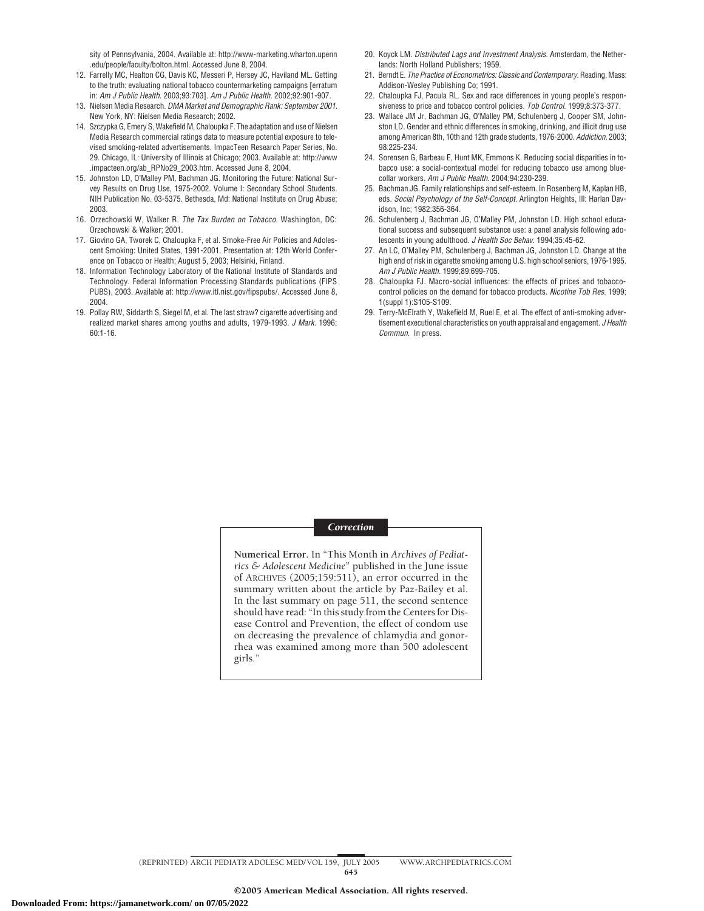sity of Pennsylvania, 2004. Available at: http://www-marketing.wharton.upenn.edu/people/faculty/bolton.html. Accessed June 8, 2004.

12. Farrelly MC, Healton CG, Davis KC, Messeri P, Hersey JC, Haviland ML. Getting to the truth: evaluating national tobacco countermarketing campaigns [erratum in: *Am J Public Health.* 2003;93:703]. *Am J Public Health.* 2002;92:901-907.
13. Nielsen Media Research. *DMA Market and Demographic Rank: September 2001.* New York, NY: Nielsen Media Research; 2002.
14. Szczypka G, Emery S, Wakefield M, Chaloupka F. The adaptation and use of Nielsen Media Research commercial ratings data to measure potential exposure to televised smoking-related advertisements. ImpacTeen Research Paper Series, No. 29. Chicago, IL: University of Illinois at Chicago; 2003. Available at: http://www.impacteen.org/ab_RPNo29_2003.htm. Accessed June 8, 2004.
15. Johnston LD, O'Malley PM, Bachman JG. Monitoring the Future: National Survey Results on Drug Use, 1975-2002. Volume I: Secondary School Students. NIH Publication No. 03-5375. Bethesda, Md: National Institute on Drug Abuse; 2003.
16. Orzechowski W, Walker R. *The Tax Burden on Tobacco.* Washington, DC: Orzechowski & Walker; 2001.
17. Giovino GA, Tworek C, Chaloupka F, et al. Smoke-Free Air Policies and Adolescent Smoking: United States, 1991-2001. Presentation at: 12th World Conference on Tobacco or Health; August 5, 2003; Helsinki, Finland.
18. Information Technology Laboratory of the National Institute of Standards and Technology. Federal Information Processing Standards publications (FIPS PUBS), 2003. Available at: http://www.itl.nist.gov/fipspubs/. Accessed June 8, 2004.
19. Pollay RW, Siddarth S, Siegel M, et al. The last straw? cigarette advertising and realized market shares among youths and adults, 1979-1993. *J Mark.* 1996; 60:1-16.
20. Koyck LM. *Distributed Lags and Investment Analysis.* Amsterdam, the Netherlands: North Holland Publishers; 1959.
21. Berndt E. *The Practice of Econometrics: Classic and Contemporary.* Reading, Mass: Addison-Wesley Publishing Co; 1991.
22. Chaloupka FJ, Pacula RL. Sex and race differences in young people's responsiveness to price and tobacco control policies. *Tob Control.* 1999;8:373-377.
23. Wallace JM Jr, Bachman JG, O'Malley PM, Schulenberg J, Cooper SM, Johnston LD. Gender and ethnic differences in smoking, drinking, and illicit drug use among American 8th, 10th and 12th grade students, 1976-2000. *Addiction.* 2003; 98:225-234.
24. Sorensen G, Barbeau E, Hunt MK, Emmons K. Reducing social disparities in tobacco use: a social-contextual model for reducing tobacco use among blue-collar workers. *Am J Public Health.* 2004;94:230-239.
25. Bachman JG. Family relationships and self-esteem. In Rosenberg M, Kaplan HB, eds. *Social Psychology of the Self-Concept.* Arlington Heights, Ill: Harlan Davidson, Inc; 1982:356-364.
26. Schulenberg J, Bachman JG, O'Malley PM, Johnston LD. High school educational success and subsequent substance use: a panel analysis following adolescents in young adulthood. *J Health Soc Behav.* 1994;35:45-62.
27. An LC, O'Malley PM, Schulenberg J, Bachman JG, Johnston LD. Change at the high end of risk in cigarette smoking among U.S. high school seniors, 1976-1995. *Am J Public Health.* 1999;89:699-705.
28. Chaloupka FJ. Macro-social influences: the effects of prices and tobacco-control policies on the demand for tobacco products. *Nicotine Tob Res.* 1999; 1(suppl 1):S105-S109.
29. Terry-McElrath Y, Wakefield M, Ruel E, et al. The effect of anti-smoking advertisement executional characteristics on youth appraisal and engagement. *J Health Commun.* In press.

### *Correction*

**Numerical Error.** In "This Month in *Archives of Pediatrics & Adolescent Medicine*" published in the June issue of ARCHIVES (2005;159:511), an error occurred in the summary written about the article by Paz-Bailey et al. In the last summary on page 511, the second sentence should have read: "In this study from the Centers for Disease Control and Prevention, the effect of condom use on decreasing the prevalence of chlamydia and gonorrhea was examined among more than 500 adolescent girls."